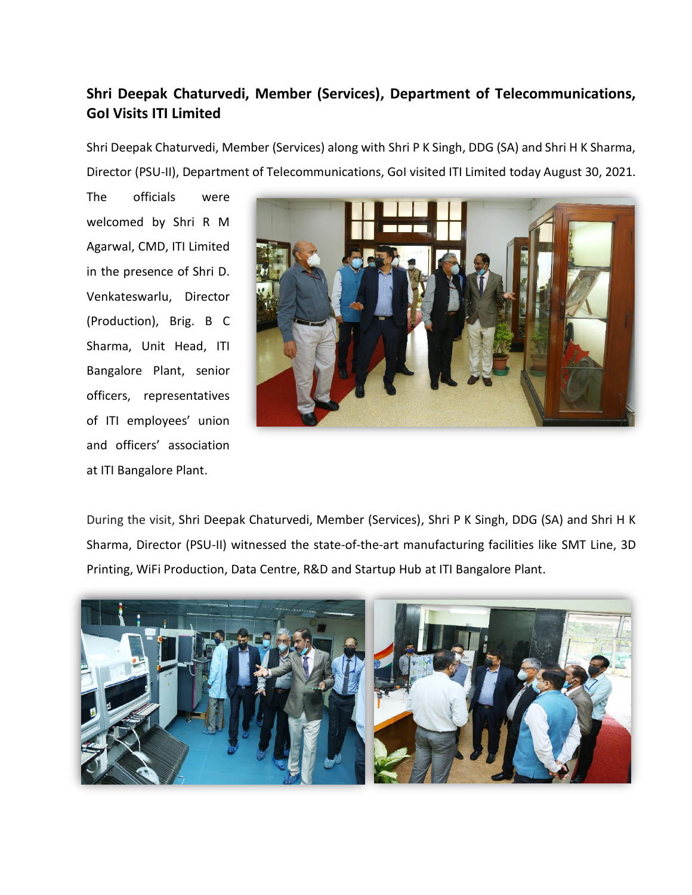## Shri Deepak Chaturvedi, Member (Services), Department of Telecommunications, GoI Visits ITI Limited

Shri Deepak Chaturvedi, Member (Services) along with Shri P K Singh, DDG (SA) and Shri H K Sharma, Director (PSU-II), Department of Telecommunications, GoI visited ITI Limited today August 30, 2021.

The officials were welcomed by Shri R M Agarwal, CMD, ITI Limited in the presence of Shri D. Venkateswarlu, Director (Production), Brig. B C Sharma, Unit Head, ITI Bangalore Plant, senior officers, representatives of ITI employees' union and officers' association at ITI Bangalore Plant.

During the visit, Shri Deepak Chaturvedi, Member (Services), Shri P K Singh, DDG (SA) and Shri H K Sharma, Director (PSU-II) witnessed the state-of-the-art manufacturing facilities like SMT Line, 3D Printing, WiFi Production, Data Centre, R&D and Startup Hub at ITI Bangalore Plant.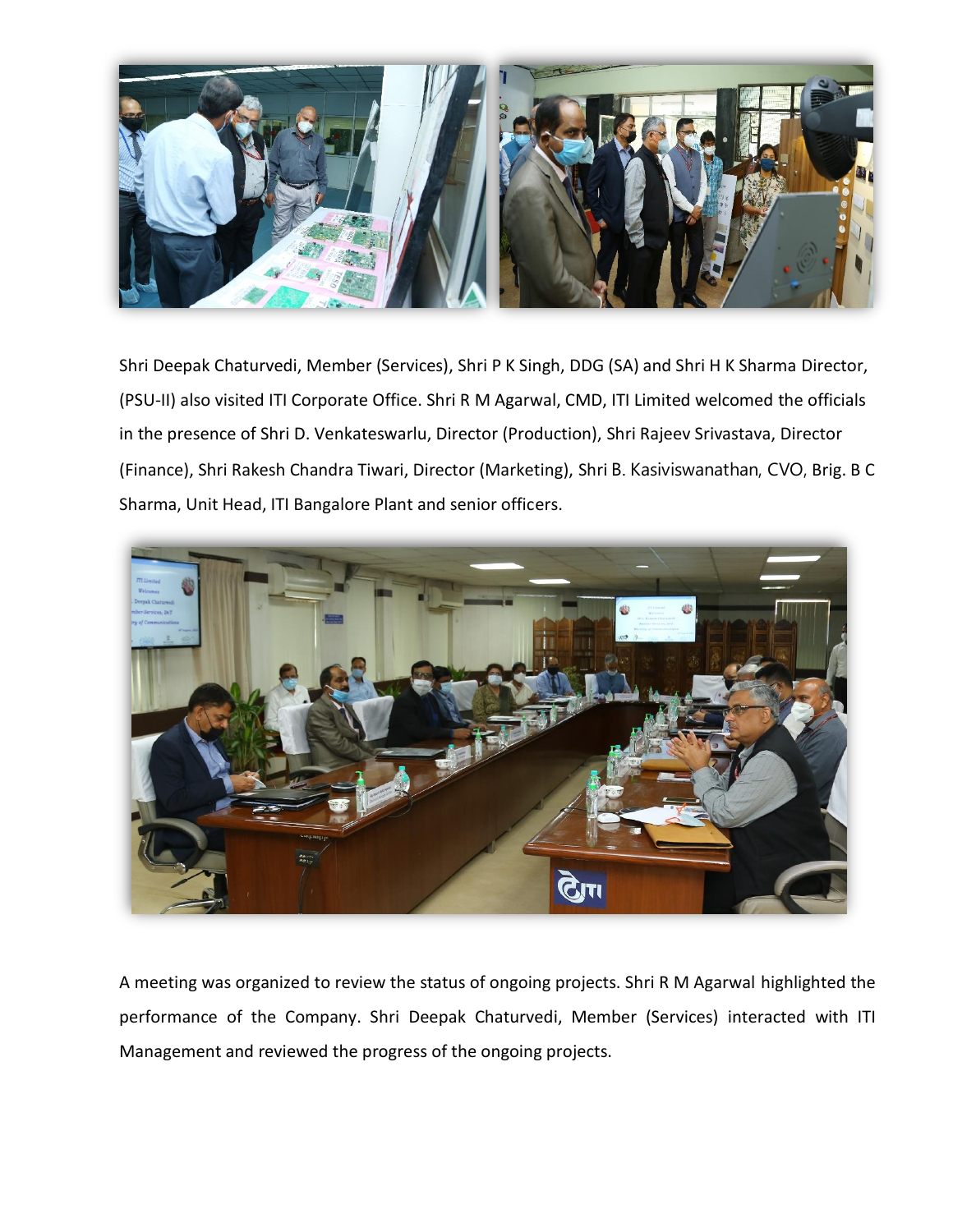Shri Deepak Chaturvedi, Member (Services), Shri P K Singh, DDG (SA) and Shri H K Sharma Director, (PSU-II) also visited ITI Corporate Office. Shri R M Agarwal, CMD, ITI Limited welcomed the officials in the presence of Shri D. Venkateswarlu, Director (Production), Shri Rajeev Srivastava, Director (Finance), Shri Rakesh Chandra Tiwari, Director (Marketing), Shri B. Kasiviswanathan, CVO, Brig. B C Sharma, Unit Head, ITI Bangalore Plant and senior officers.

A meeting was organized to review the status of ongoing projects. Shri R M Agarwal highlighted the performance of the Company. Shri Deepak Chaturvedi, Member (Services) interacted with ITI Management and reviewed the progress of the ongoing projects.